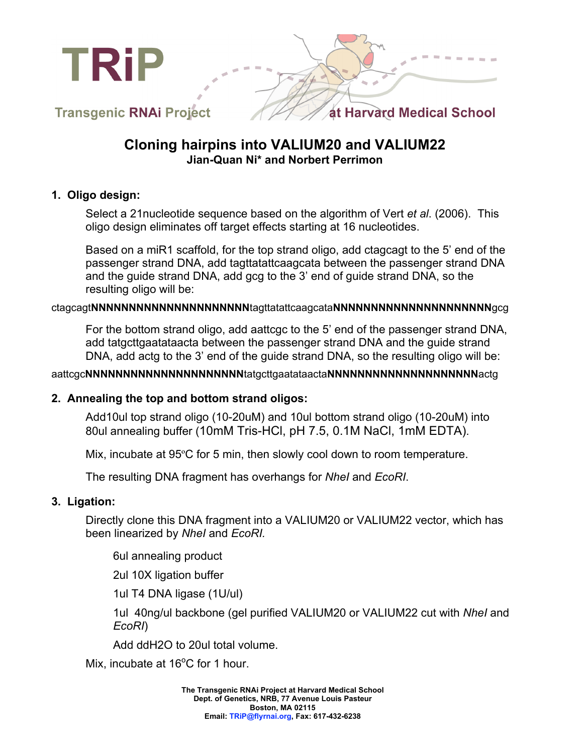TRiP

Transgenic RNAi Project at Harvard Medical School

# Cloning hairpins into VALIUM20 and VALIUM22

**Jian-Quan Ni* and Norbert Perrimon**

## 1. Oligo design:

Select a 21nucleotide sequence based on the algorithm of Vert *et al*. (2006). This oligo design eliminates off target effects starting at 16 nucleotides.

Based on a miR1 scaffold, for the top strand oligo, add ctagcagt to the 5' end of the passenger strand DNA, add tagttatattcaagcata between the passenger strand DNA and the guide strand DNA, add gcg to the 3' end of guide strand DNA, so the resulting oligo will be:

ctagcagt**NNNNNNNNNNNNNNNNNNNNN**tagttatattcaagcata**NNNNNNNNNNNNNNNNNNNNN**gcg

For the bottom strand oligo, add aattcgc to the 5' end of the passenger strand DNA, add tatgcttgaatataacta between the passenger strand DNA and the guide strand DNA, add actg to the 3' end of the guide strand DNA, so the resulting oligo will be:

aattcgc**NNNNNNNNNNNNNNNNNNNNN**tatgcttgaatataacta**NNNNNNNNNNNNNNNNNNNNN**actg

## 2. Annealing the top and bottom strand oligos:

Add10ul top strand oligo (10-20uM) and 10ul bottom strand oligo (10-20uM) into 80ul annealing buffer (10mM Tris-HCl, pH 7.5, 0.1M NaCl, 1mM EDTA).

Mix, incubate at 95ºC for 5 min, then slowly cool down to room temperature.

The resulting DNA fragment has overhangs for *NheI* and *EcoRI*.

## 3. Ligation:

Directly clone this DNA fragment into a VALIUM20 or VALIUM22 vector, which has been linearized by *NheI* and *EcoRI.*

6ul annealing product

2ul 10X ligation buffer

1ul T4 DNA ligase (1U/ul)

1ul 40ng/ul backbone (gel purified VALIUM20 or VALIUM22 cut with *NheI* and *EcoRI*)

Add ddH2O to 20ul total volume.

Mix, incubate at 16ºC for 1 hour.

**The Transgenic RNAi Project at Harvard Medical School**
**Dept. of Genetics, NRB, 77 Avenue Louis Pasteur**
**Boston, MA 02115**
**Email: TRiP@flyrnai.org, Fax: 617-432-6238**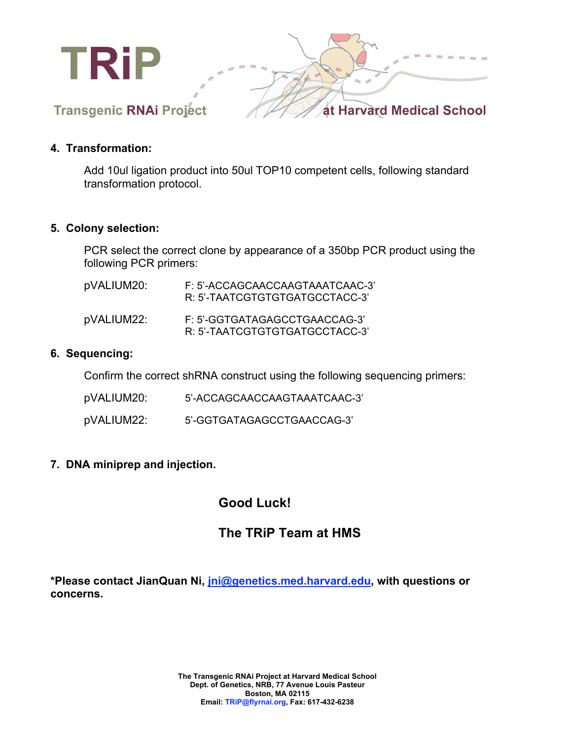4. **Transformation:**

    Add 10ul ligation product into 50ul TOP10 competent cells, following standard transformation protocol.

5. **Colony selection:**

    PCR select the correct clone by appearance of a 350bp PCR product using the following PCR primers:

    pVALIUM20: F: 5'-ACCAGCAACCAAGTAAATCAAC-3'
    R: 5'-TAATCGTGTGTGATGCCTACC-3'

    pVALIUM22: F: 5'-GGTGATAGAGCCTGAACCAG-3'
    R: 5'-TAATCGTGTGTGATGCCTACC-3'

6. **Sequencing:**

    Confirm the correct shRNA construct using the following sequencing primers:

    pVALIUM20: 5'-ACCAGCAACCAAGTAAATCAAC-3'

    pVALIUM22: 5'-GGTGATAGAGCCTGAACCAG-3'

7. **DNA miniprep and injection.**

**Good Luck!**

**The TRiP Team at HMS**

**\*Please contact JianQuan Ni, jni@genetics.med.harvard.edu, with questions or concerns.**

**The Transgenic RNAi Project at Harvard Medical School**
**Dept. of Genetics, NRB, 77 Avenue Louis Pasteur**
**Boston, MA 02115**
**Email: TRiP@flyrnai.org, Fax: 617-432-6238**